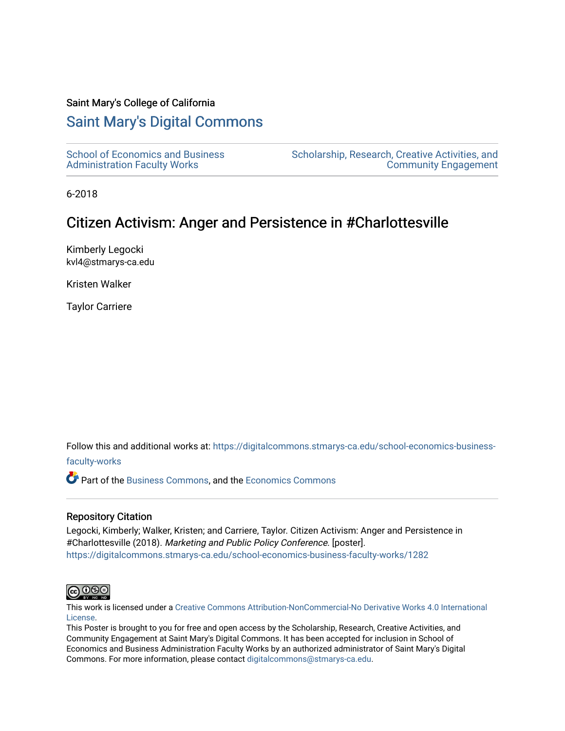Saint Mary's College of California

# Saint Mary's Digital Commons

School of Economics and Business Administration Faculty Works

Scholarship, Research, Creative Activities, and Community Engagement

6-2018

## Citizen Activism: Anger and Persistence in #Charlottesville

Kimberly Legocki
kvl4@stmarys-ca.edu

Kristen Walker

Taylor Carriere

Follow this and additional works at: https://digitalcommons.stmarys-ca.edu/school-economics-business-faculty-works

Part of the Business Commons, and the Economics Commons

### Repository Citation

Legocki, Kimberly; Walker, Kristen; and Carriere, Taylor. Citizen Activism: Anger and Persistence in #Charlottesville (2018). *Marketing and Public Policy Conference.* [poster].
https://digitalcommons.stmarys-ca.edu/school-economics-business-faculty-works/1282

This work is licensed under a Creative Commons Attribution-NonCommercial-No Derivative Works 4.0 International License.

This Poster is brought to you for free and open access by the Scholarship, Research, Creative Activities, and Community Engagement at Saint Mary's Digital Commons. It has been accepted for inclusion in School of Economics and Business Administration Faculty Works by an authorized administrator of Saint Mary's Digital Commons. For more information, please contact digitalcommons@stmarys-ca.edu.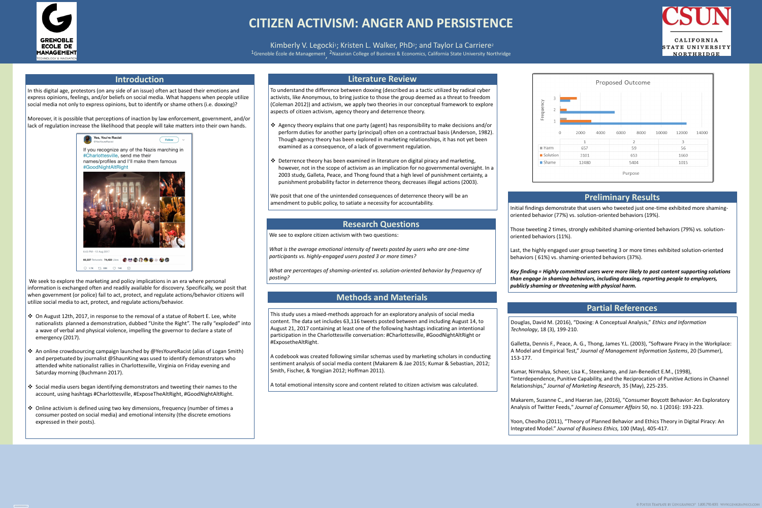# CITIZEN ACTIVISM: ANGER AND PERSISTENCE

Kimberly V. Legocki[1]; Kristen L. Walker, PhD[2]; and Taylor La Carriere[2]

[1]Grenoble École de Management, [2]Nazarian College of Business & Economics, California State University Northridge

## Introduction

In this digital age, protestors (on any side of an issue) often act based their emotions and express opinions, feelings, and/or beliefs on social media. What happens when people utilize social media not only to express opinions, but to identify or shame others (i.e. doxxing)?

Moreover, it is possible that perceptions of inaction by law enforcement, government, and/or lack of regulation increase the likelihood that people will take matters into their own hands.

Yes, You're Racist @YesYoureRacist

If you recognize any of the Nazis marching in #Charlottesville, send me their names/profiles and I'll make them famous #GoodNightAltRight

6:43 PM - 12 Aug 2017

66,337 Retweets 74,450 Likes

We seek to explore the marketing and policy implications in an era where personal information is exchanged often and readily available for discovery. Specifically, we posit that when government (or police) fail to act, protect, and regulate actions/behavior citizens will utilize social media to act, protect, and regulate actions/behavior.

- On August 12th, 2017, in response to the removal of a statue of Robert E. Lee, white nationalists planned a demonstration, dubbed "Unite the Right". The rally "exploded" into a wave of verbal and physical violence, impelling the governor to declare a state of emergency (2017).
- An online crowdsourcing campaign launched by @YesYoureRacist (alias of Logan Smith) and perpetuated by journalist @ShaunKing was used to identify demonstrators who attended white nationalist rallies in Charlottesville, Virginia on Friday evening and Saturday morning (Buchmann 2017).
- Social media users began identifying demonstrators and tweeting their names to the account, using hashtags #Charlottesville, #ExposeTheAltRight, #GoodNightAltRight.
- Online activism is defined using two key dimensions, frequency (number of times a consumer posted on social media) and emotional intensity (the discrete emotions expressed in their posts).

## Literature Review

To understand the difference between doxxing (described as a tactic utilized by radical cyber activists, like Anonymous, to bring justice to those the group deemed as a threat to freedom (Coleman 2012)) and activism, we apply two theories in our conceptual framework to explore aspects of citizen activism, agency theory and deterrence theory.

- Agency theory explains that one party (agent) has responsibility to make decisions and/or perform duties for another party (principal) often on a contractual basis (Anderson, 1982). Though agency theory has been explored in marketing relationships, it has not yet been examined as a consequence, of a lack of government regulation.
- Deterrence theory has been examined in literature on digital piracy and marketing, however, not in the scope of activism as an implication for no governmental oversight. In a 2003 study, Galleta, Peace, and Thong found that a high level of punishment certainty, a punishment probability factor in deterrence theory, decreases illegal actions (2003).

We posit that one of the unintended consequences of deterrence theory will be an amendment to public policy, to satiate a necessity for accountability.

## Research Questions

We see to explore citizen activism with two questions:

*What is the average emotional intensity of tweets posted by users who are one-time participants vs. highly-engaged users posted 3 or more times?*

*What are percentages of shaming-oriented vs. solution-oriented behavior by frequency of posting?*

## Methods and Materials

This study uses a mixed-methods approach for an exploratory analysis of social media content. The data set includes 63,116 tweets posted between and including August 14, to August 21, 2017 containing at least one of the following hashtags indicating an intentional participation in the Charlottesville conversation: #Charlottesville, #GoodNightAltRight or #ExposetheAltRight.

A codebook was created following similar schemas used by marketing scholars in conducting sentiment analysis of social media content (Makarem & Jae 2015; Kumar & Sebastian, 2012; Smith, Fischer, & Yongjian 2012; Hoffman 2011).

A total emotional intensity score and content related to citizen activism was calculated.

Proposed Outcome

Frequency

Purpose

0 2000 4000 6000 8000 10000 12000 14000

| | 1 | 2 | 3 |
|---|---|---|---|
| Harm | 657 | 59 | 56 |
| Solution | 3101 | 653 | 1660 |
| Shame | 12480 | 5404 | 1015 |

## Preliminary Results

Initial findings demonstrate that users who tweeted just one-time exhibited more shaming-oriented behavior (77%) vs. solution-oriented behaviors (19%).

Those tweeting 2 times, strongly exhibited shaming-oriented behaviors (79%) vs. solution-oriented behaviors (11%).

Last, the highly engaged user group tweeting 3 or more times exhibited solution-oriented behaviors ( 61%) vs. shaming-oriented behaviors (37%).

***Key finding = Highly committed users were more likely to post content supporting solutions than engage in shaming behaviors, including doxxing, reporting people to employers, publicly shaming or threatening with physical harm.***

## Partial References

Douglas, David M. (2016), "Doxing: A Conceptual Analysis," *Ethics and Information Technology*, 18 (3), 199-210.

Galletta, Dennis F., Peace, A. G., Thong, James Y.L. (2003), "Software Piracy in the Workplace: A Model and Empirical Test," *Journal of Management Information Systems*, 20 (Summer), 153-177.

Kumar, Nirmalya, Scheer, Lisa K., Steenkamp, and Jan-Benedict E.M., (1998), "Interdependence, Punitive Capability, and the Reciprocation of Punitive Actions in Channel Relationships," *Journal of Marketing Research,* 35 (May), 225-235.

Makarem, Suzanne C., and Haeran Jae, (2016), "Consumer Boycott Behavior: An Exploratory Analysis of Twitter Feeds," *Journal of Consumer Affairs* 50, no. 1 (2016): 193-223.

Yoon, Cheolho (2011), "Theory of Planned Behavior and Ethics Theory in Digital Piracy: An Integrated Model." *Journal of Business Ethics,* 100 (May), 405-417.